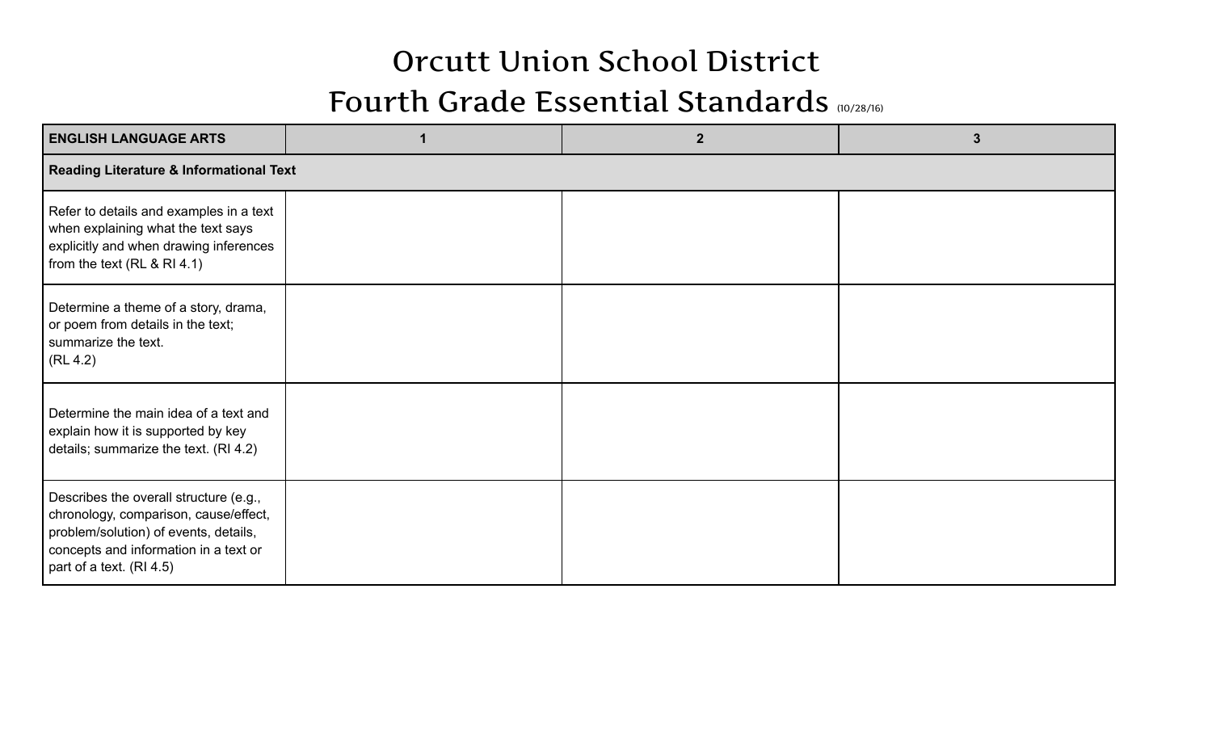# Orcutt Union School District

## Fourth Grade Essential Standards (10/28/16)

| ENGLISH LANGUAGE ARTS | 1 | 2 | 3 |
|---|---|---|---|
| **Reading Literature & Informational Text** | | | |
| Refer to details and examples in a text when explaining what the text says explicitly and when drawing inferences from the text (RL & RI 4.1) | | | |
| Determine a theme of a story, drama, or poem from details in the text; summarize the text. (RL 4.2) | | | |
| Determine the main idea of a text and explain how it is supported by key details; summarize the text. (RI 4.2) | | | |
| Describes the overall structure (e.g., chronology, comparison, cause/effect, problem/solution) of events, details, concepts and information in a text or part of a text. (RI 4.5) | | | |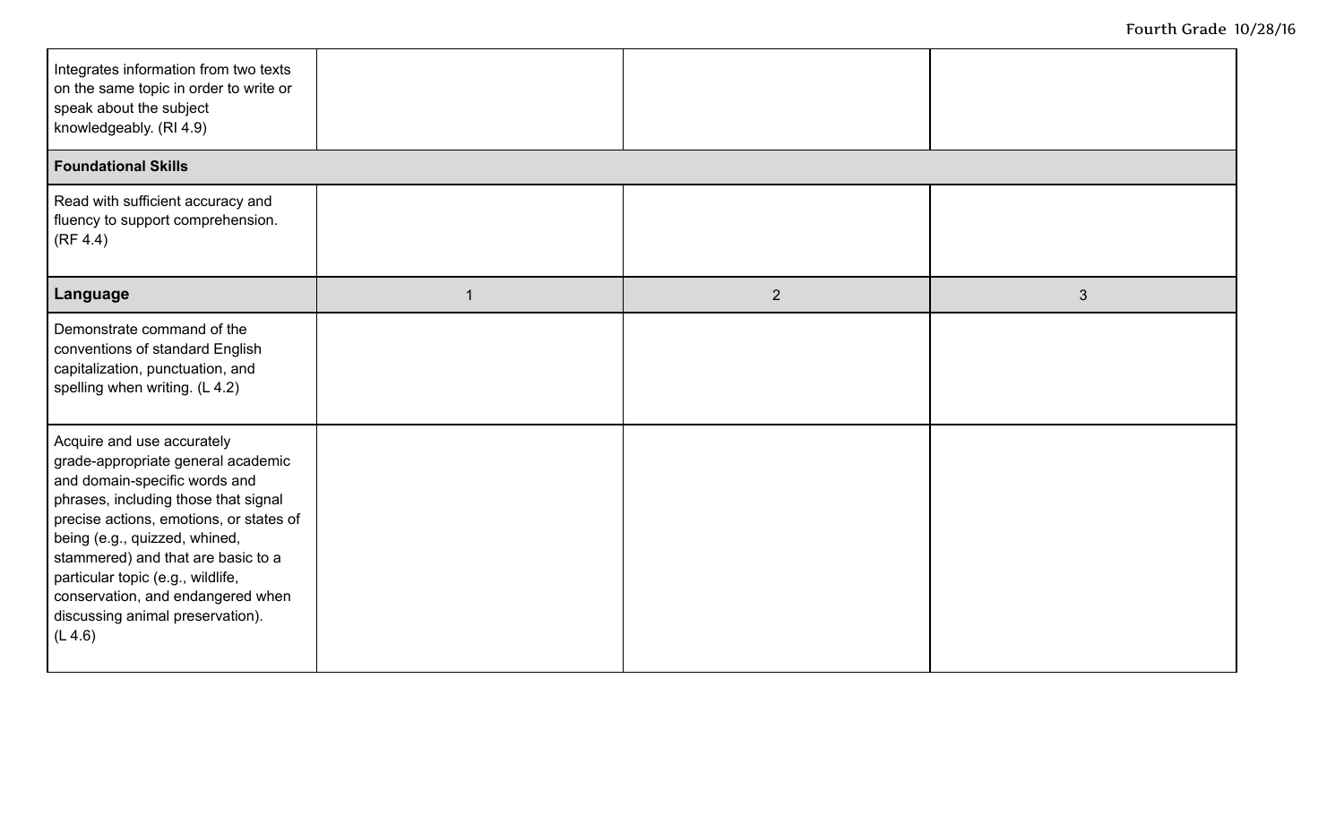| | | | |
|---|---|---|---|
| Integrates information from two texts on the same topic in order to write or speak about the subject knowledgeably. (RI 4.9) | | | |
| **Foundational Skills** | | | |
| Read with sufficient accuracy and fluency to support comprehension. (RF 4.4) | | | |
| **Language** | 1 | 2 | 3 |
| Demonstrate command of the conventions of standard English capitalization, punctuation, and spelling when writing. (L 4.2) | | | |
| Acquire and use accurately grade-appropriate general academic and domain-specific words and phrases, including those that signal precise actions, emotions, or states of being (e.g., quizzed, whined, stammered) and that are basic to a particular topic (e.g., wildlife, conservation, and endangered when discussing animal preservation). (L 4.6) | | | |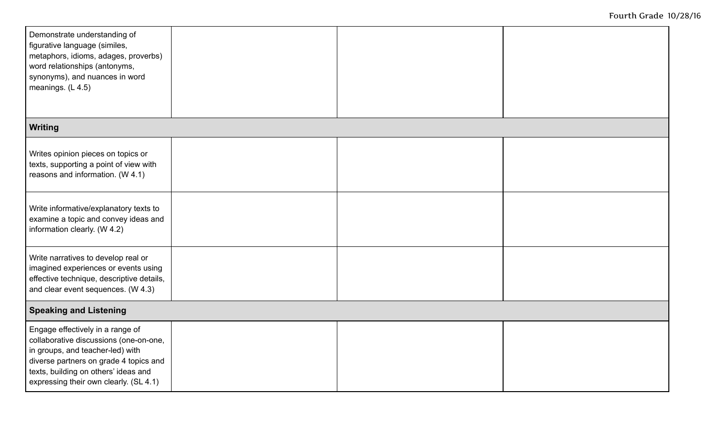| | | | |
|---|---|---|---|
| Demonstrate understanding of figurative language (similes, metaphors, idioms, adages, proverbs) word relationships (antonyms, synonyms), and nuances in word meanings. (L 4.5) | | | |
| **Writing** | | | |
| Writes opinion pieces on topics or texts, supporting a point of view with reasons and information. (W 4.1) | | | |
| Write informative/explanatory texts to examine a topic and convey ideas and information clearly. (W 4.2) | | | |
| Write narratives to develop real or imagined experiences or events using effective technique, descriptive details, and clear event sequences. (W 4.3) | | | |
| **Speaking and Listening** | | | |
| Engage effectively in a range of collaborative discussions (one-on-one, in groups, and teacher-led) with diverse partners on grade 4 topics and texts, building on others' ideas and expressing their own clearly. (SL 4.1) | | | |